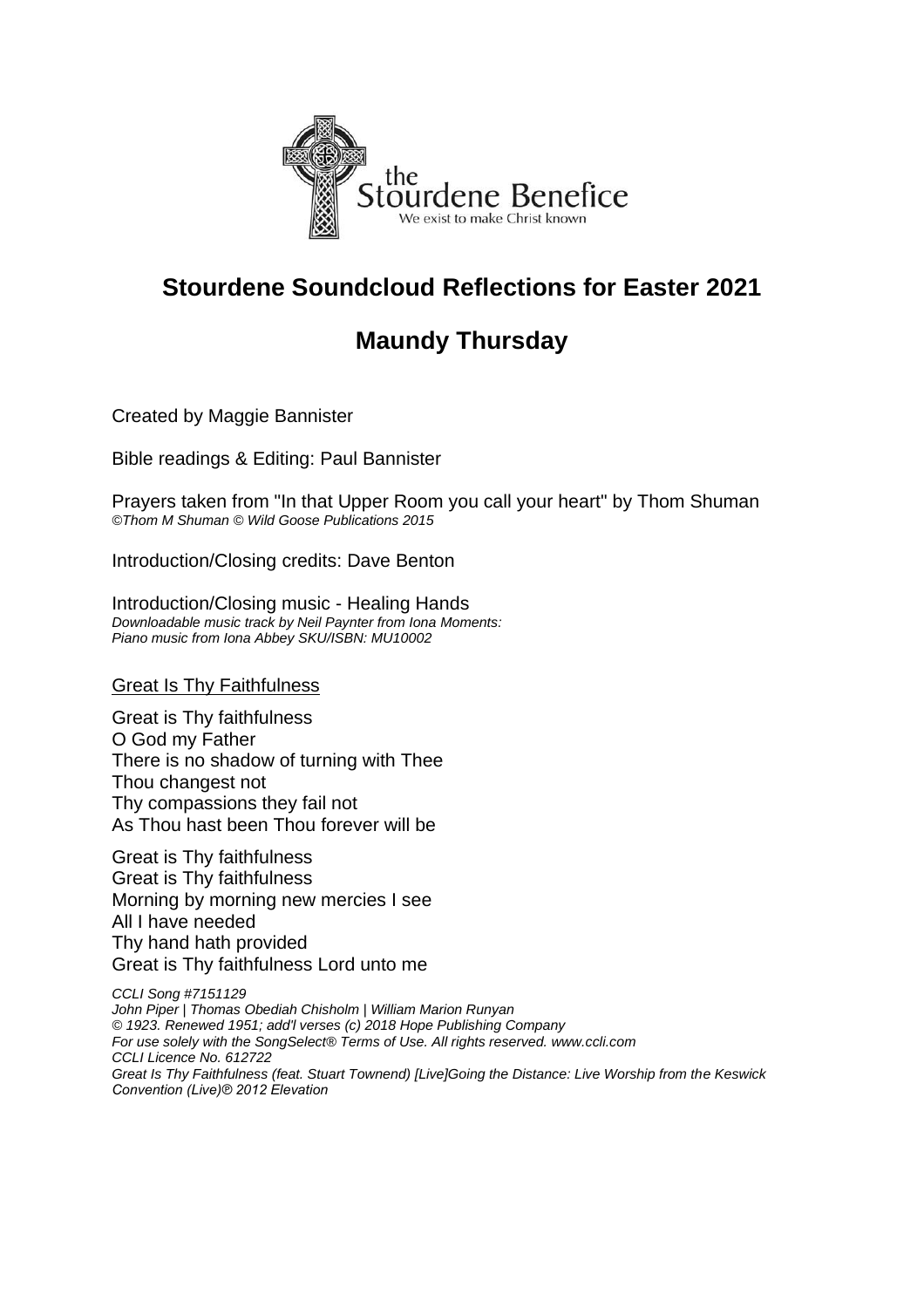the Stourdene Benefice
We exist to make Christ known

# Stourdene Soundcloud Reflections for Easter 2021

## Maundy Thursday

Created by Maggie Bannister

Bible readings & Editing: Paul Bannister

Prayers taken from "In that Upper Room you call your heart" by Thom Shuman
*©Thom M Shuman © Wild Goose Publications 2015*

Introduction/Closing credits: Dave Benton

Introduction/Closing music - Healing Hands
*Downloadable music track by Neil Paynter from Iona Moments:*
*Piano music from Iona Abbey SKU/ISBN: MU10002*

Great Is Thy Faithfulness

Great is Thy faithfulness
O God my Father
There is no shadow of turning with Thee
Thou changest not
Thy compassions they fail not
As Thou hast been Thou forever will be

Great is Thy faithfulness
Great is Thy faithfulness
Morning by morning new mercies I see
All I have needed
Thy hand hath provided
Great is Thy faithfulness Lord unto me

*CCLI Song #7151129*
*John Piper | Thomas Obediah Chisholm | William Marion Runyan*
*© 1923. Renewed 1951; add'l verses (c) 2018 Hope Publishing Company*
*For use solely with the SongSelect® Terms of Use. All rights reserved. www.ccli.com*
*CCLI Licence No. 612722*
*Great Is Thy Faithfulness (feat. Stuart Townend) [Live]Going the Distance: Live Worship from the Keswick Convention (Live)® 2012 Elevation*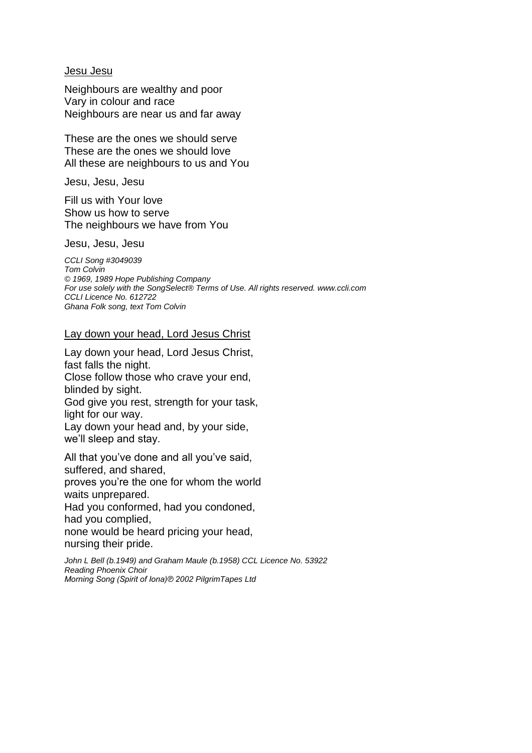<u>Jesu Jesu</u>

Neighbours are wealthy and poor
Vary in colour and race
Neighbours are near us and far away

These are the ones we should serve
These are the ones we should love
All these are neighbours to us and You

Jesu, Jesu, Jesu

Fill us with Your love
Show us how to serve
The neighbours we have from You

Jesu, Jesu, Jesu

*CCLI Song #3049039*
*Tom Colvin*
*© 1969, 1989 Hope Publishing Company*
*For use solely with the SongSelect® Terms of Use. All rights reserved. www.ccli.com*
*CCLI Licence No. 612722*
*Ghana Folk song, text Tom Colvin*

<u>Lay down your head, Lord Jesus Christ</u>

Lay down your head, Lord Jesus Christ,
fast falls the night.
Close follow those who crave your end,
blinded by sight.
God give you rest, strength for your task,
light for our way.
Lay down your head and, by your side,
we'll sleep and stay.

All that you've done and all you've said,
suffered, and shared,
proves you're the one for whom the world
waits unprepared.
Had you conformed, had you condoned,
had you complied,
none would be heard pricing your head,
nursing their pride.

*John L Bell (b.1949) and Graham Maule (b.1958) CCL Licence No. 53922*
*Reading Phoenix Choir*
*Morning Song (Spirit of Iona)® 2002 PilgrimTapes Ltd*